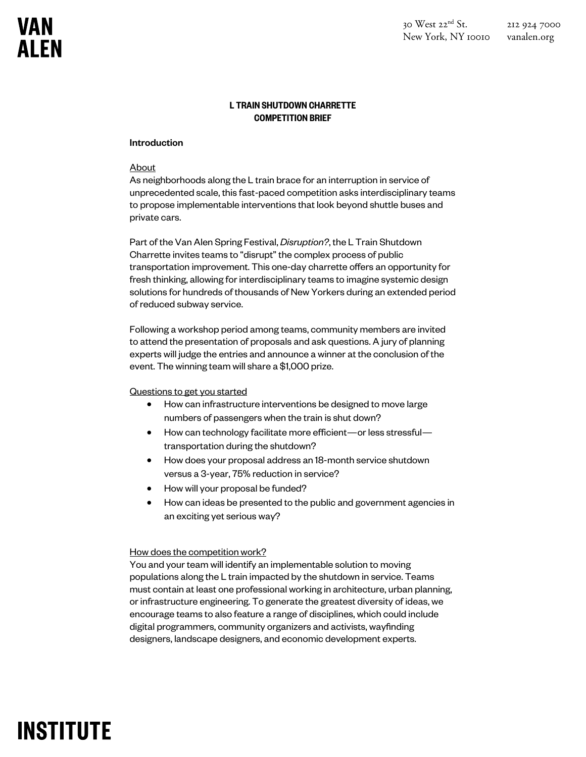# L TRAIN SHUTDOWN CHARRETTE
# COMPETITION BRIEF

## Introduction

### About

As neighborhoods along the L train brace for an interruption in service of unprecedented scale, this fast-paced competition asks interdisciplinary teams to propose implementable interventions that look beyond shuttle buses and private cars.

Part of the Van Alen Spring Festival, *Disruption?*, the L Train Shutdown Charrette invites teams to "disrupt" the complex process of public transportation improvement. This one-day charrette offers an opportunity for fresh thinking, allowing for interdisciplinary teams to imagine systemic design solutions for hundreds of thousands of New Yorkers during an extended period of reduced subway service.

Following a workshop period among teams, community members are invited to attend the presentation of proposals and ask questions. A jury of planning experts will judge the entries and announce a winner at the conclusion of the event. The winning team will share a $1,000 prize.

### Questions to get you started

- How can infrastructure interventions be designed to move large numbers of passengers when the train is shut down?
- How can technology facilitate more efficient—or less stressful—transportation during the shutdown?
- How does your proposal address an 18-month service shutdown versus a 3-year, 75% reduction in service?
- How will your proposal be funded?
- How can ideas be presented to the public and government agencies in an exciting yet serious way?

### How does the competition work?

You and your team will identify an implementable solution to moving populations along the L train impacted by the shutdown in service. Teams must contain at least one professional working in architecture, urban planning, or infrastructure engineering. To generate the greatest diversity of ideas, we encourage teams to also feature a range of disciplines, which could include digital programmers, community organizers and activists, wayfinding designers, landscape designers, and economic development experts.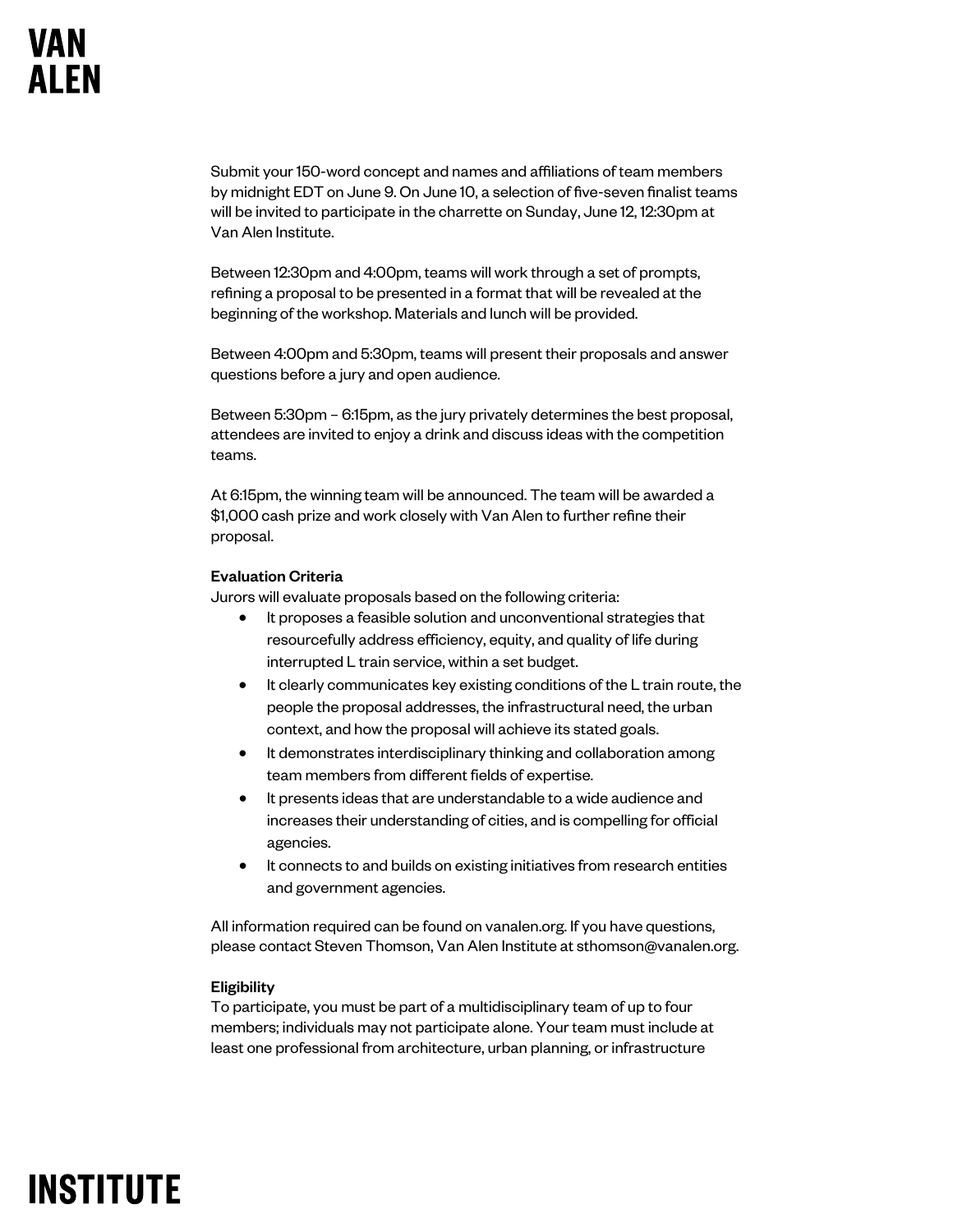Submit your 150-word concept and names and affiliations of team members by midnight EDT on June 9. On June 10, a selection of five-seven finalist teams will be invited to participate in the charrette on Sunday, June 12, 12:30pm at Van Alen Institute.

Between 12:30pm and 4:00pm, teams will work through a set of prompts, refining a proposal to be presented in a format that will be revealed at the beginning of the workshop. Materials and lunch will be provided.

Between 4:00pm and 5:30pm, teams will present their proposals and answer questions before a jury and open audience.

Between 5:30pm – 6:15pm, as the jury privately determines the best proposal, attendees are invited to enjoy a drink and discuss ideas with the competition teams.

At 6:15pm, the winning team will be announced. The team will be awarded a $1,000 cash prize and work closely with Van Alen to further refine their proposal.

**Evaluation Criteria**
Jurors will evaluate proposals based on the following criteria:

- It proposes a feasible solution and unconventional strategies that resourcefully address efficiency, equity, and quality of life during interrupted L train service, within a set budget.
- It clearly communicates key existing conditions of the L train route, the people the proposal addresses, the infrastructural need, the urban context, and how the proposal will achieve its stated goals.
- It demonstrates interdisciplinary thinking and collaboration among team members from different fields of expertise.
- It presents ideas that are understandable to a wide audience and increases their understanding of cities, and is compelling for official agencies.
- It connects to and builds on existing initiatives from research entities and government agencies.

All information required can be found on vanalen.org. If you have questions, please contact Steven Thomson, Van Alen Institute at sthomson@vanalen.org.

**Eligibility**
To participate, you must be part of a multidisciplinary team of up to four members; individuals may not participate alone. Your team must include at least one professional from architecture, urban planning, or infrastructure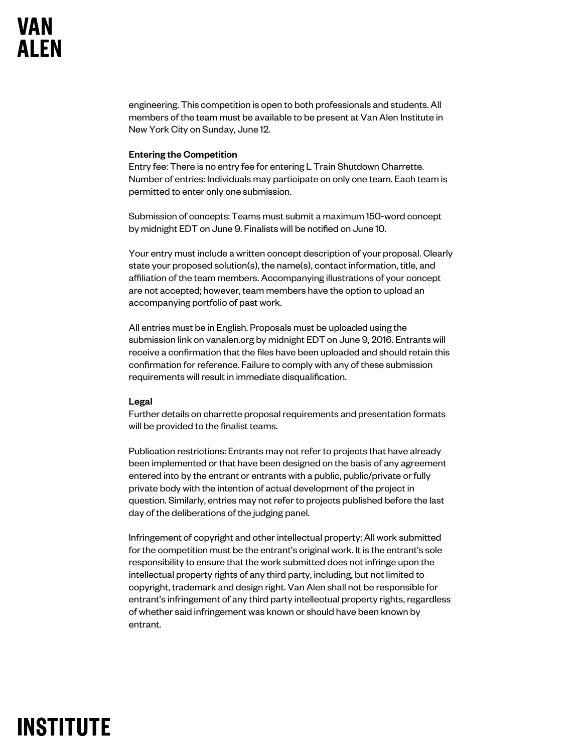engineering. This competition is open to both professionals and students. All members of the team must be available to be present at Van Alen Institute in New York City on Sunday, June 12.

**Entering the Competition**
Entry fee: There is no entry fee for entering L Train Shutdown Charrette. Number of entries: Individuals may participate on only one team. Each team is permitted to enter only one submission.

Submission of concepts: Teams must submit a maximum 150-word concept by midnight EDT on June 9. Finalists will be notified on June 10.

Your entry must include a written concept description of your proposal. Clearly state your proposed solution(s), the name(s), contact information, title, and affiliation of the team members. Accompanying illustrations of your concept are not accepted; however, team members have the option to upload an accompanying portfolio of past work.

All entries must be in English. Proposals must be uploaded using the submission link on vanalen.org by midnight EDT on June 9, 2016. Entrants will receive a confirmation that the files have been uploaded and should retain this confirmation for reference. Failure to comply with any of these submission requirements will result in immediate disqualification.

**Legal**
Further details on charrette proposal requirements and presentation formats will be provided to the finalist teams.

Publication restrictions: Entrants may not refer to projects that have already been implemented or that have been designed on the basis of any agreement entered into by the entrant or entrants with a public, public/private or fully private body with the intention of actual development of the project in question. Similarly, entries may not refer to projects published before the last day of the deliberations of the judging panel.

Infringement of copyright and other intellectual property: All work submitted for the competition must be the entrant's original work. It is the entrant's sole responsibility to ensure that the work submitted does not infringe upon the intellectual property rights of any third party, including, but not limited to copyright, trademark and design right. Van Alen shall not be responsible for entrant's infringement of any third party intellectual property rights, regardless of whether said infringement was known or should have been known by entrant.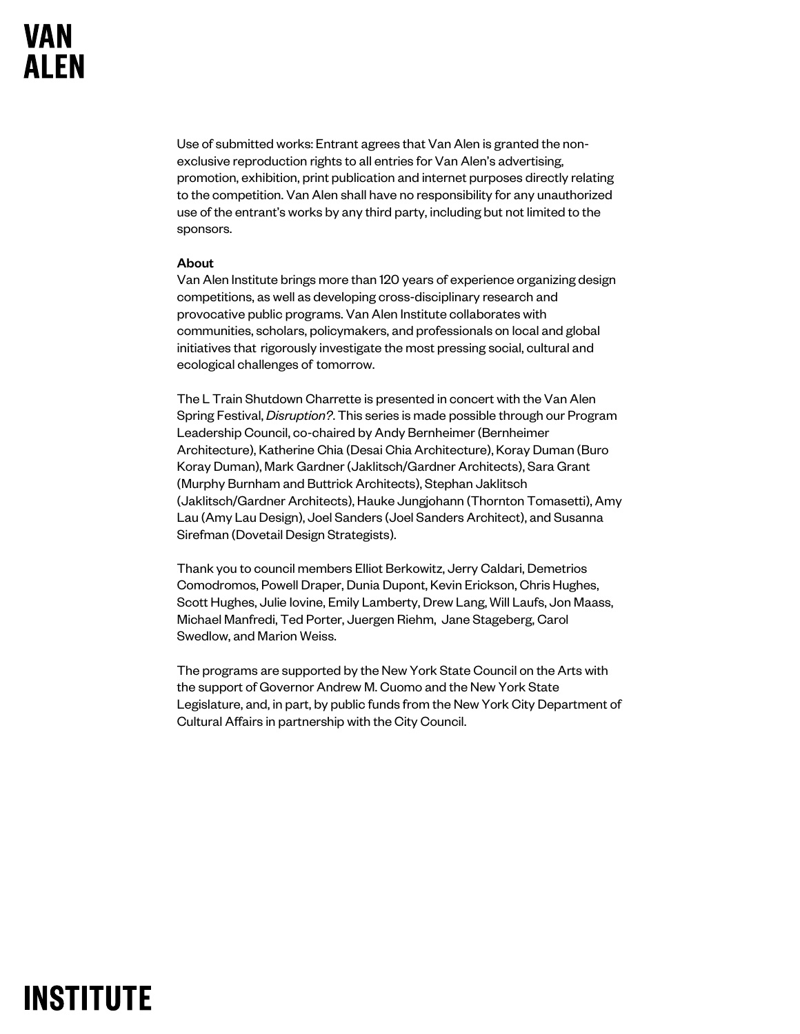Use of submitted works: Entrant agrees that Van Alen is granted the non-exclusive reproduction rights to all entries for Van Alen's advertising, promotion, exhibition, print publication and internet purposes directly relating to the competition. Van Alen shall have no responsibility for any unauthorized use of the entrant's works by any third party, including but not limited to the sponsors.

**About**

Van Alen Institute brings more than 120 years of experience organizing design competitions, as well as developing cross-disciplinary research and provocative public programs. Van Alen Institute collaborates with communities, scholars, policymakers, and professionals on local and global initiatives that rigorously investigate the most pressing social, cultural and ecological challenges of tomorrow.

The L Train Shutdown Charrette is presented in concert with the Van Alen Spring Festival, *Disruption?*. This series is made possible through our Program Leadership Council, co-chaired by Andy Bernheimer (Bernheimer Architecture), Katherine Chia (Desai Chia Architecture), Koray Duman (Buro Koray Duman), Mark Gardner (Jaklitsch/Gardner Architects), Sara Grant (Murphy Burnham and Buttrick Architects), Stephan Jaklitsch (Jaklitsch/Gardner Architects), Hauke Jungjohann (Thornton Tomasetti), Amy Lau (Amy Lau Design), Joel Sanders (Joel Sanders Architect), and Susanna Sirefman (Dovetail Design Strategists).

Thank you to council members Elliot Berkowitz, Jerry Caldari, Demetrios Comodromos, Powell Draper, Dunia Dupont, Kevin Erickson, Chris Hughes, Scott Hughes, Julie Iovine, Emily Lamberty, Drew Lang, Will Laufs, Jon Maass, Michael Manfredi, Ted Porter, Juergen Riehm, Jane Stageberg, Carol Swedlow, and Marion Weiss.

The programs are supported by the New York State Council on the Arts with the support of Governor Andrew M. Cuomo and the New York State Legislature, and, in part, by public funds from the New York City Department of Cultural Affairs in partnership with the City Council.